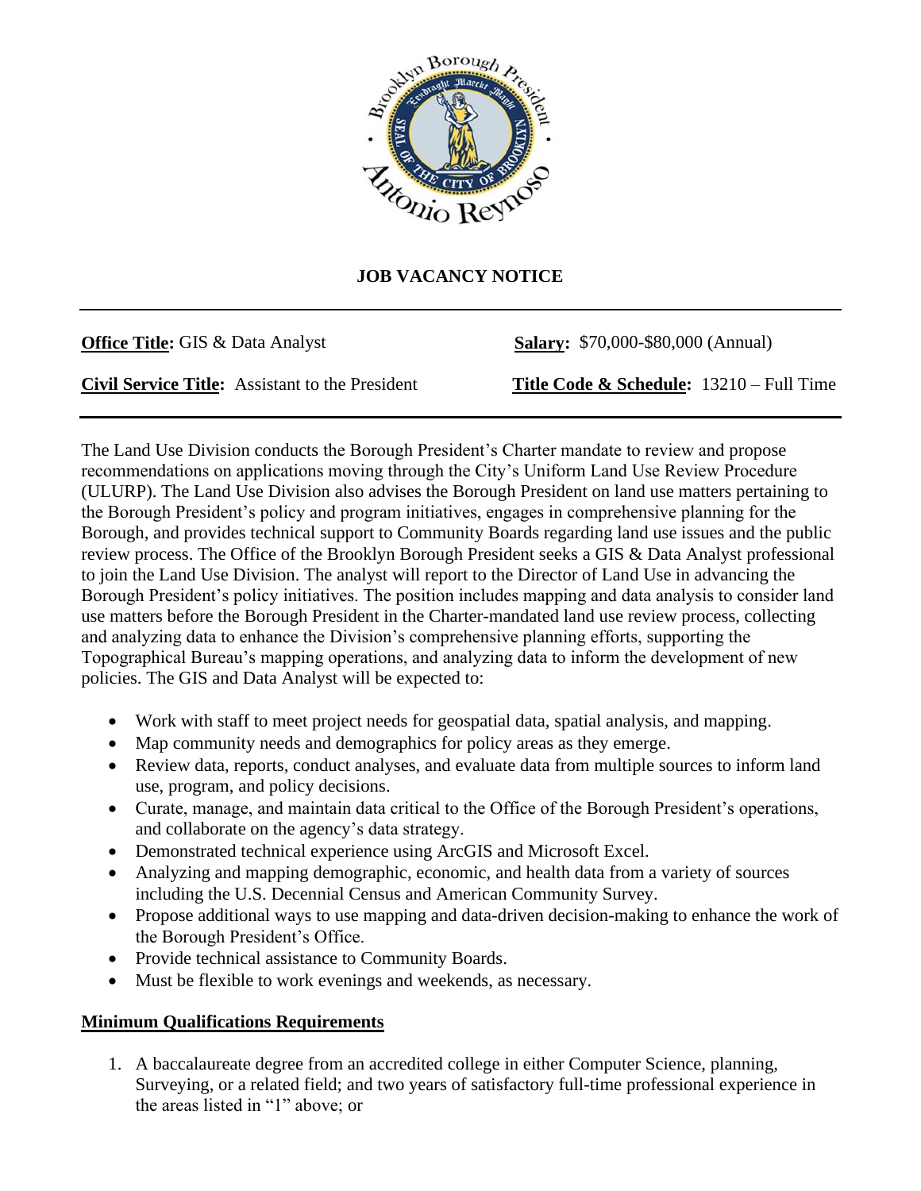# JOB VACANCY NOTICE

**Office Title:** GIS & Data Analyst

**Salary:** $70,000-$80,000 (Annual)

**Civil Service Title:** Assistant to the President

**Title Code & Schedule:** 13210 – Full Time

The Land Use Division conducts the Borough President's Charter mandate to review and propose recommendations on applications moving through the City's Uniform Land Use Review Procedure (ULURP). The Land Use Division also advises the Borough President on land use matters pertaining to the Borough President's policy and program initiatives, engages in comprehensive planning for the Borough, and provides technical support to Community Boards regarding land use issues and the public review process. The Office of the Brooklyn Borough President seeks a GIS & Data Analyst professional to join the Land Use Division. The analyst will report to the Director of Land Use in advancing the Borough President's policy initiatives. The position includes mapping and data analysis to consider land use matters before the Borough President in the Charter-mandated land use review process, collecting and analyzing data to enhance the Division's comprehensive planning efforts, supporting the Topographical Bureau's mapping operations, and analyzing data to inform the development of new policies. The GIS and Data Analyst will be expected to:

- Work with staff to meet project needs for geospatial data, spatial analysis, and mapping.
- Map community needs and demographics for policy areas as they emerge.
- Review data, reports, conduct analyses, and evaluate data from multiple sources to inform land use, program, and policy decisions.
- Curate, manage, and maintain data critical to the Office of the Borough President's operations, and collaborate on the agency's data strategy.
- Demonstrated technical experience using ArcGIS and Microsoft Excel.
- Analyzing and mapping demographic, economic, and health data from a variety of sources including the U.S. Decennial Census and American Community Survey.
- Propose additional ways to use mapping and data-driven decision-making to enhance the work of the Borough President's Office.
- Provide technical assistance to Community Boards.
- Must be flexible to work evenings and weekends, as necessary.

## Minimum Qualifications Requirements

1. A baccalaureate degree from an accredited college in either Computer Science, planning, Surveying, or a related field; and two years of satisfactory full-time professional experience in the areas listed in "1" above; or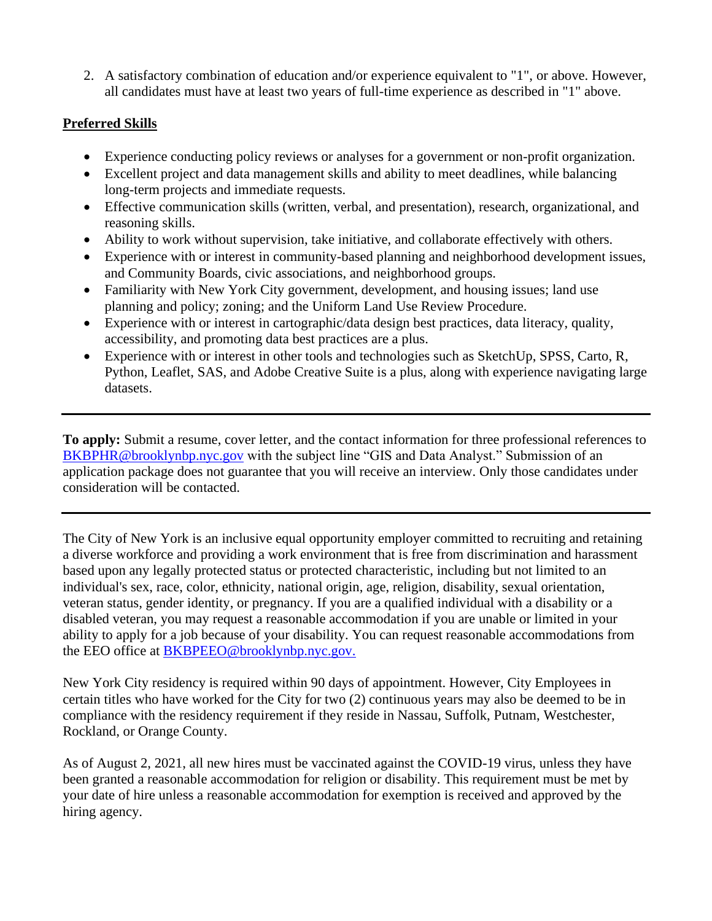2. A satisfactory combination of education and/or experience equivalent to "1", or above. However, all candidates must have at least two years of full-time experience as described in "1" above.

**Preferred Skills**

- Experience conducting policy reviews or analyses for a government or non-profit organization.
- Excellent project and data management skills and ability to meet deadlines, while balancing long-term projects and immediate requests.
- Effective communication skills (written, verbal, and presentation), research, organizational, and reasoning skills.
- Ability to work without supervision, take initiative, and collaborate effectively with others.
- Experience with or interest in community-based planning and neighborhood development issues, and Community Boards, civic associations, and neighborhood groups.
- Familiarity with New York City government, development, and housing issues; land use planning and policy; zoning; and the Uniform Land Use Review Procedure.
- Experience with or interest in cartographic/data design best practices, data literacy, quality, accessibility, and promoting data best practices are a plus.
- Experience with or interest in other tools and technologies such as SketchUp, SPSS, Carto, R, Python, Leaflet, SAS, and Adobe Creative Suite is a plus, along with experience navigating large datasets.

---

**To apply:** Submit a resume, cover letter, and the contact information for three professional references to BKBPHR@brooklynbp.nyc.gov with the subject line "GIS and Data Analyst." Submission of an application package does not guarantee that you will receive an interview. Only those candidates under consideration will be contacted.

---

The City of New York is an inclusive equal opportunity employer committed to recruiting and retaining a diverse workforce and providing a work environment that is free from discrimination and harassment based upon any legally protected status or protected characteristic, including but not limited to an individual's sex, race, color, ethnicity, national origin, age, religion, disability, sexual orientation, veteran status, gender identity, or pregnancy. If you are a qualified individual with a disability or a disabled veteran, you may request a reasonable accommodation if you are unable or limited in your ability to apply for a job because of your disability. You can request reasonable accommodations from the EEO office at BKBPEEO@brooklynbp.nyc.gov.

New York City residency is required within 90 days of appointment. However, City Employees in certain titles who have worked for the City for two (2) continuous years may also be deemed to be in compliance with the residency requirement if they reside in Nassau, Suffolk, Putnam, Westchester, Rockland, or Orange County.

As of August 2, 2021, all new hires must be vaccinated against the COVID-19 virus, unless they have been granted a reasonable accommodation for religion or disability. This requirement must be met by your date of hire unless a reasonable accommodation for exemption is received and approved by the hiring agency.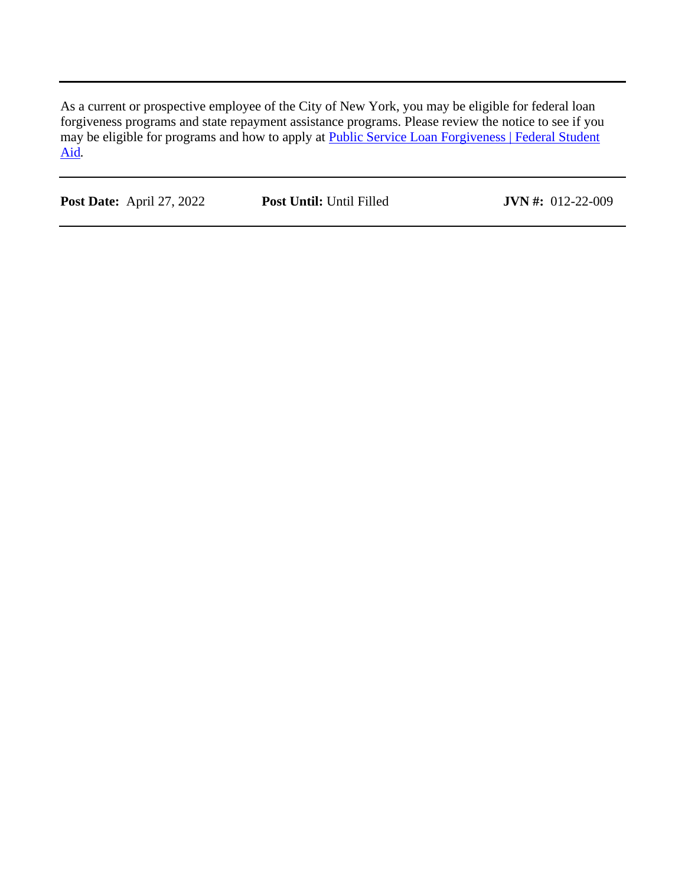As a current or prospective employee of the City of New York, you may be eligible for federal loan forgiveness programs and state repayment assistance programs. Please review the notice to see if you may be eligible for programs and how to apply at Public Service Loan Forgiveness | Federal Student Aid.

---

| | | |
|---|---|---|
| **Post Date:** April 27, 2022 | **Post Until:** Until Filled | **JVN #:** 012-22-009 |